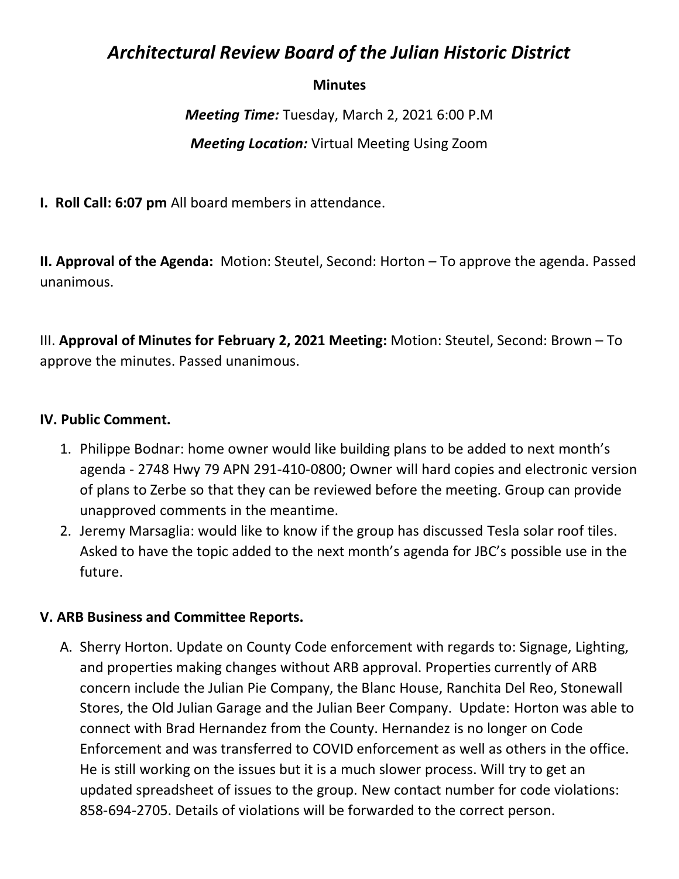# *Architectural Review Board of the Julian Historic District*

**Minutes**

***Meeting Time:*** Tuesday, March 2, 2021 6:00 P.M

***Meeting Location:*** Virtual Meeting Using Zoom

**I. Roll Call: 6:07 pm** All board members in attendance.

**II. Approval of the Agenda:** Motion: Steutel, Second: Horton – To approve the agenda. Passed unanimous.

III. **Approval of Minutes for February 2, 2021 Meeting:** Motion: Steutel, Second: Brown – To approve the minutes. Passed unanimous.

**IV. Public Comment.**

1. Philippe Bodnar: home owner would like building plans to be added to next month's agenda - 2748 Hwy 79 APN 291-410-0800; Owner will hard copies and electronic version of plans to Zerbe so that they can be reviewed before the meeting. Group can provide unapproved comments in the meantime.
2. Jeremy Marsaglia: would like to know if the group has discussed Tesla solar roof tiles. Asked to have the topic added to the next month's agenda for JBC's possible use in the future.

**V. ARB Business and Committee Reports.**

A. Sherry Horton. Update on County Code enforcement with regards to: Signage, Lighting, and properties making changes without ARB approval. Properties currently of ARB concern include the Julian Pie Company, the Blanc House, Ranchita Del Reo, Stonewall Stores, the Old Julian Garage and the Julian Beer Company. Update: Horton was able to connect with Brad Hernandez from the County. Hernandez is no longer on Code Enforcement and was transferred to COVID enforcement as well as others in the office. He is still working on the issues but it is a much slower process. Will try to get an updated spreadsheet of issues to the group. New contact number for code violations: 858-694-2705. Details of violations will be forwarded to the correct person.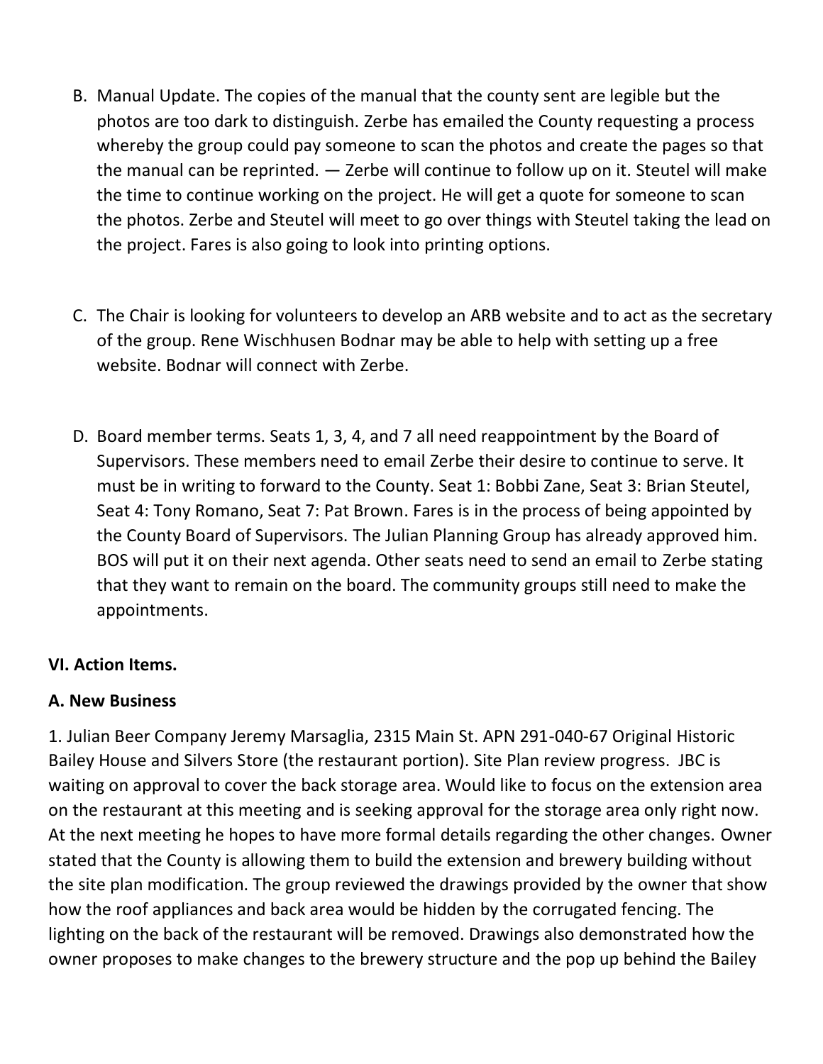B. Manual Update. The copies of the manual that the county sent are legible but the photos are too dark to distinguish. Zerbe has emailed the County requesting a process whereby the group could pay someone to scan the photos and create the pages so that the manual can be reprinted. — Zerbe will continue to follow up on it. Steutel will make the time to continue working on the project. He will get a quote for someone to scan the photos. Zerbe and Steutel will meet to go over things with Steutel taking the lead on the project. Fares is also going to look into printing options.

C. The Chair is looking for volunteers to develop an ARB website and to act as the secretary of the group. Rene Wischhusen Bodnar may be able to help with setting up a free website. Bodnar will connect with Zerbe.

D. Board member terms. Seats 1, 3, 4, and 7 all need reappointment by the Board of Supervisors. These members need to email Zerbe their desire to continue to serve. It must be in writing to forward to the County. Seat 1: Bobbi Zane, Seat 3: Brian Steutel, Seat 4: Tony Romano, Seat 7: Pat Brown. Fares is in the process of being appointed by the County Board of Supervisors. The Julian Planning Group has already approved him. BOS will put it on their next agenda. Other seats need to send an email to Zerbe stating that they want to remain on the board. The community groups still need to make the appointments.

**VI. Action Items.**

**A. New Business**

1. Julian Beer Company Jeremy Marsaglia, 2315 Main St. APN 291-040-67 Original Historic Bailey House and Silvers Store (the restaurant portion). Site Plan review progress. JBC is waiting on approval to cover the back storage area. Would like to focus on the extension area on the restaurant at this meeting and is seeking approval for the storage area only right now. At the next meeting he hopes to have more formal details regarding the other changes. Owner stated that the County is allowing them to build the extension and brewery building without the site plan modification. The group reviewed the drawings provided by the owner that show how the roof appliances and back area would be hidden by the corrugated fencing. The lighting on the back of the restaurant will be removed. Drawings also demonstrated how the owner proposes to make changes to the brewery structure and the pop up behind the Bailey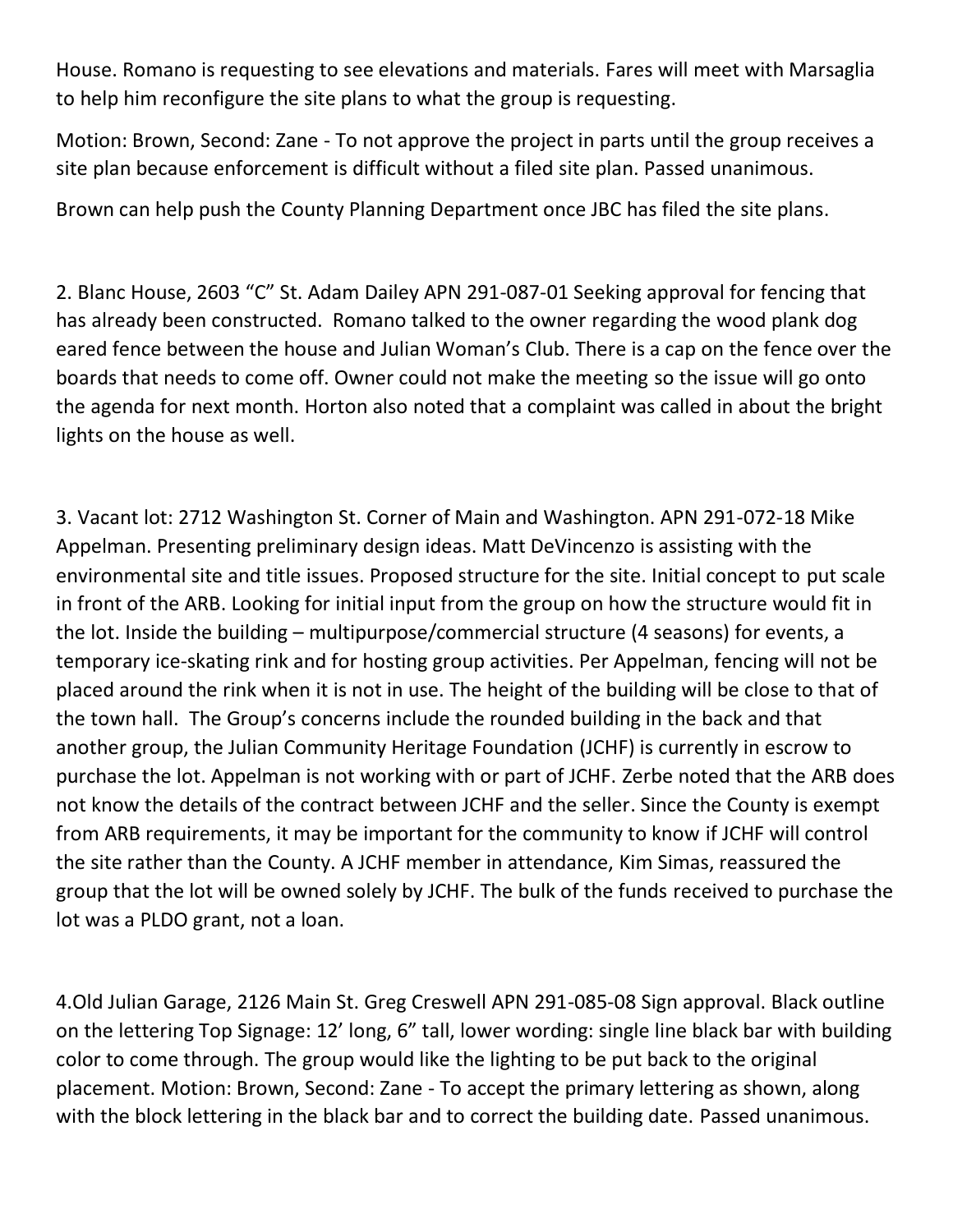House. Romano is requesting to see elevations and materials. Fares will meet with Marsaglia to help him reconfigure the site plans to what the group is requesting.

Motion: Brown, Second: Zane - To not approve the project in parts until the group receives a site plan because enforcement is difficult without a filed site plan. Passed unanimous.

Brown can help push the County Planning Department once JBC has filed the site plans.

2. Blanc House, 2603 "C" St. Adam Dailey APN 291-087-01 Seeking approval for fencing that has already been constructed. Romano talked to the owner regarding the wood plank dog eared fence between the house and Julian Woman's Club. There is a cap on the fence over the boards that needs to come off. Owner could not make the meeting so the issue will go onto the agenda for next month. Horton also noted that a complaint was called in about the bright lights on the house as well.

3. Vacant lot: 2712 Washington St. Corner of Main and Washington. APN 291-072-18 Mike Appelman. Presenting preliminary design ideas. Matt DeVincenzo is assisting with the environmental site and title issues. Proposed structure for the site. Initial concept to put scale in front of the ARB. Looking for initial input from the group on how the structure would fit in the lot. Inside the building – multipurpose/commercial structure (4 seasons) for events, a temporary ice-skating rink and for hosting group activities. Per Appelman, fencing will not be placed around the rink when it is not in use. The height of the building will be close to that of the town hall. The Group's concerns include the rounded building in the back and that another group, the Julian Community Heritage Foundation (JCHF) is currently in escrow to purchase the lot. Appelman is not working with or part of JCHF. Zerbe noted that the ARB does not know the details of the contract between JCHF and the seller. Since the County is exempt from ARB requirements, it may be important for the community to know if JCHF will control the site rather than the County. A JCHF member in attendance, Kim Simas, reassured the group that the lot will be owned solely by JCHF. The bulk of the funds received to purchase the lot was a PLDO grant, not a loan.

4.Old Julian Garage, 2126 Main St. Greg Creswell APN 291-085-08 Sign approval. Black outline on the lettering Top Signage: 12' long, 6" tall, lower wording: single line black bar with building color to come through. The group would like the lighting to be put back to the original placement. Motion: Brown, Second: Zane - To accept the primary lettering as shown, along with the block lettering in the black bar and to correct the building date. Passed unanimous.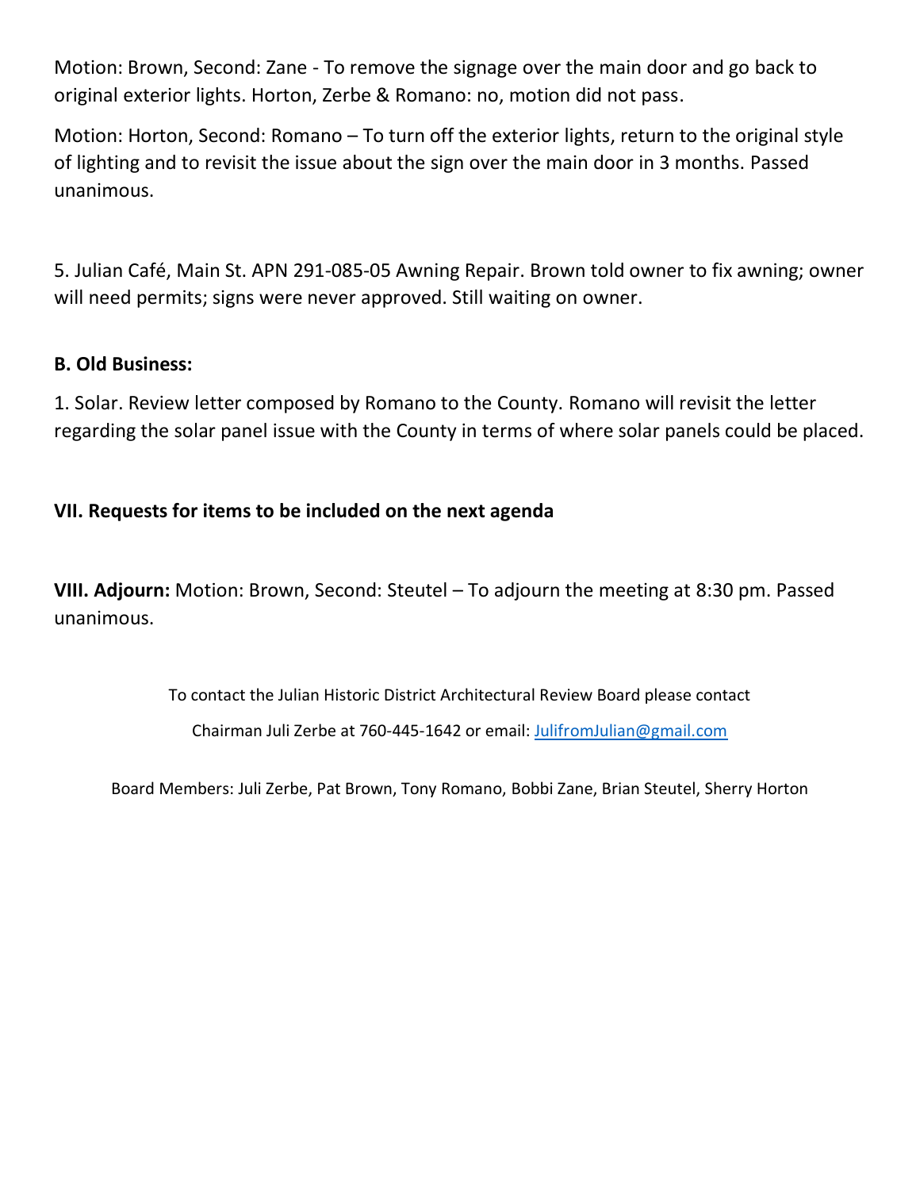Motion: Brown, Second: Zane - To remove the signage over the main door and go back to original exterior lights. Horton, Zerbe & Romano: no, motion did not pass.

Motion: Horton, Second: Romano – To turn off the exterior lights, return to the original style of lighting and to revisit the issue about the sign over the main door in 3 months. Passed unanimous.

5. Julian Café, Main St. APN 291-085-05 Awning Repair. Brown told owner to fix awning; owner will need permits; signs were never approved. Still waiting on owner.

**B. Old Business:**

1. Solar. Review letter composed by Romano to the County. Romano will revisit the letter regarding the solar panel issue with the County in terms of where solar panels could be placed.

**VII. Requests for items to be included on the next agenda**

**VIII. Adjourn:** Motion: Brown, Second: Steutel – To adjourn the meeting at 8:30 pm. Passed unanimous.

To contact the Julian Historic District Architectural Review Board please contact

Chairman Juli Zerbe at 760-445-1642 or email: JulifromJulian@gmail.com

Board Members: Juli Zerbe, Pat Brown, Tony Romano, Bobbi Zane, Brian Steutel, Sherry Horton